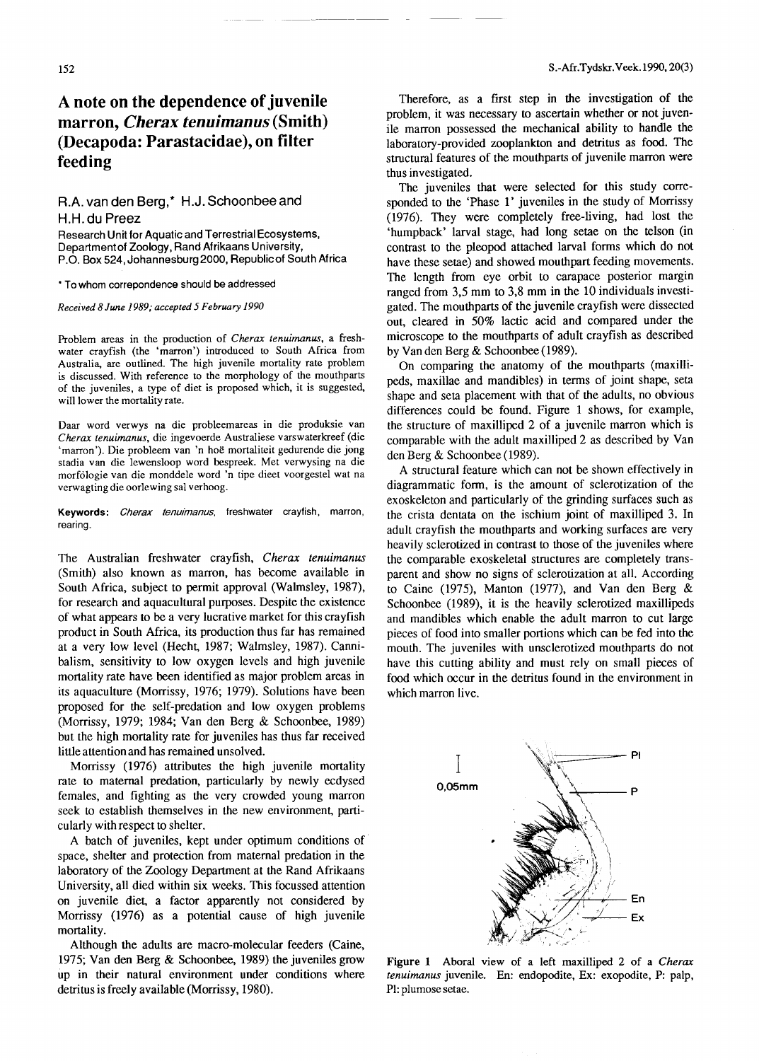# A note on the dependence of juvenile marron, *Cherax tenuimanus* (Smith) (Decapoda: Parastacidae), on filter feeding

**R.A. van den Berg,\* H.J. Schoonbee and H.H. du Preez**

Research Unit for Aquatic and Terrestrial Ecosystems, Department of Zoology, Rand Afrikaans University, P.O. Box 524, Johannesburg 2000, Republic of South Africa

\* To whom correpondence should be addressed

*Received 8 June 1989; accepted 5 February 1990*

Problem areas in the production of *Cherax tenuimanus*, a freshwater crayfish (the 'marron') introduced to South Africa from Australia, are outlined. The high juvenile mortality rate problem is discussed. With reference to the morphology of the mouthparts of the juveniles, a type of diet is proposed which, it is suggested, will lower the mortality rate.

Daar word verwys na die probleemareas in die produksie van *Cherax tenuimanus*, die ingevoerde Australiese varswaterkreef (die 'marron'). Die probleem van 'n hoë mortaliteit gedurende die jong stadia van die lewensloop word bespreek. Met verwysing na die morfölogie van die monddele word 'n tipe dieet voorgestel wat na verwagting die oorlewing sal verhoog.

**Keywords:** *Cherax tenuimanus*, freshwater crayfish, marron, rearing.

The Australian freshwater crayfish, *Cherax tenuimanus* (Smith) also known as marron, has become available in South Africa, subject to permit approval (Walmsley, 1987), for research and aquacultural purposes. Despite the existence of what appears to be a very lucrative market for this crayfish product in South Africa, its production thus far has remained at a very low level (Hecht, 1987; Walmsley, 1987). Cannibalism, sensitivity to low oxygen levels and high juvenile mortality rate have been identified as major problem areas in its aquaculture (Morrissy, 1976; 1979). Solutions have been proposed for the self-predation and low oxygen problems (Morrissy, 1979; 1984; Van den Berg & Schoonbee, 1989) but the high mortality rate for juveniles has thus far received little attention and has remained unsolved.

Morrissy (1976) attributes the high juvenile mortality rate to maternal predation, particularly by newly ecdysed females, and fighting as the very crowded young marron seek to establish themselves in the new environment, particularly with respect to shelter.

A batch of juveniles, kept under optimum conditions of space, shelter and protection from maternal predation in the laboratory of the Zoology Department at the Rand Afrikaans University, all died within six weeks. This focussed attention on juvenile diet, a factor apparently not considered by Morrissy (1976) as a potential cause of high juvenile mortality.

Although the adults are macro-molecular feeders (Caine, 1975; Van den Berg & Schoonbee, 1989) the juveniles grow up in their natural environment under conditions where detritus is freely available (Morrissy, 1980).

Therefore, as a first step in the investigation of the problem, it was necessary to ascertain whether or not juvenile marron possessed the mechanical ability to handle the laboratory-provided zooplankton and detritus as food. The structural features of the mouthparts of juvenile marron were thus investigated.

The juveniles that were selected for this study corresponded to the 'Phase 1' juveniles in the study of Morrissy (1976). They were completely free-living, had lost the 'humpback' larval stage, had long setae on the telson (in contrast to the pleopod attached larval forms which do not have these setae) and showed mouthpart feeding movements. The length from eye orbit to carapace posterior margin ranged from 3,5 mm to 3,8 mm in the 10 individuals investigated. The mouthparts of the juvenile crayfish were dissected out, cleared in 50% lactic acid and compared under the microscope to the mouthparts of adult crayfish as described by Van den Berg & Schoonbee (1989).

On comparing the anatomy of the mouthparts (maxillipeds, maxillae and mandibles) in terms of joint shape, seta shape and seta placement with that of the adults, no obvious differences could be found. Figure 1 shows, for example, the structure of maxilliped 2 of a juvenile marron which is comparable with the adult maxilliped 2 as described by Van den Berg & Schoonbee (1989).

A structural feature which can not be shown effectively in diagrammatic form, is the amount of sclerotization of the exoskeleton and particularly of the grinding surfaces such as the crista dentata on the ischium joint of maxilliped 3. In adult crayfish the mouthparts and working surfaces are very heavily sclerotized in contrast to those of the juveniles where the comparable exoskeletal structures are completely transparent and show no signs of sclerotization at all. According to Caine (1975), Manton (1977), and Van den Berg & Schoonbee (1989), it is the heavily sclerotized maxillipeds and mandibles which enable the adult marron to cut large pieces of food into smaller portions which can be fed into the mouth. The juveniles with unsclerotized mouthparts do not have this cutting ability and must rely on small pieces of food which occur in the detritus found in the environment in which marron live.

**Figure 1** Aboral view of a left maxilliped 2 of a *Cherax tenuimanus* juvenile. En: endopodite, Ex: exopodite, P: palp, Pl: plumose setae.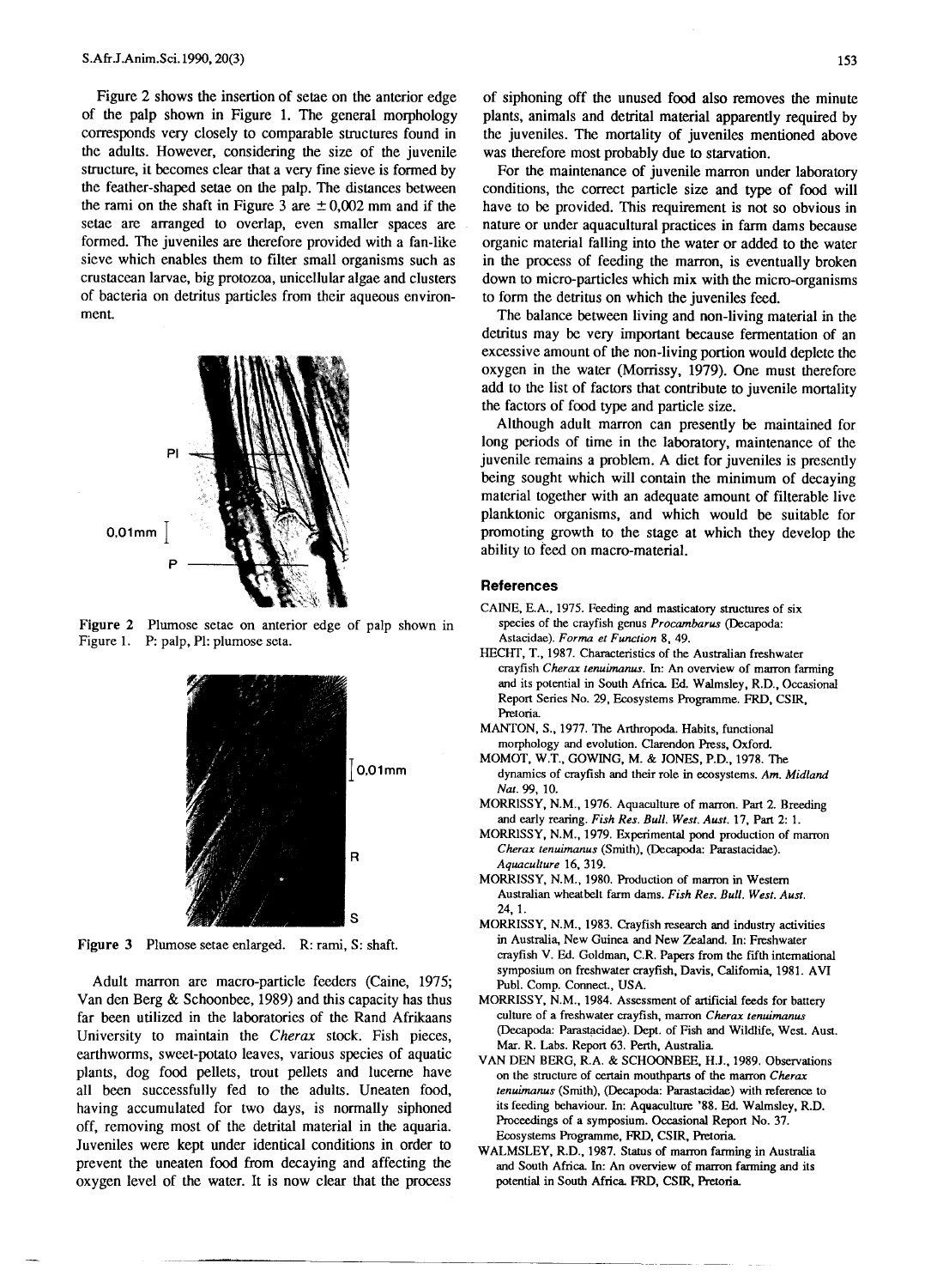Figure 2 shows the insertion of setae on the anterior edge of the palp shown in Figure 1. The general morphology corresponds very closely to comparable structures found in the adults. However, considering the size of the juvenile structure, it becomes clear that a very fine sieve is formed by the feather-shaped setae on the palp. The distances between the rami on the shaft in Figure 3 are ± 0,002 mm and if the setae are arranged to overlap, even smaller spaces are formed. The juveniles are therefore provided with a fan-like sieve which enables them to filter small organisms such as crustacean larvae, big protozoa, unicellular algae and clusters of bacteria on detritus particles from their aqueous environment.

PI

0,01mm

P

**Figure 2** Plumose setae on anterior edge of palp shown in Figure 1. P: palp, Pl: plumose seta.

0,01mm

R

S

**Figure 3** Plumose setae enlarged. R: rami, S: shaft.

Adult marron are macro-particle feeders (Caine, 1975; Van den Berg & Schoonbee, 1989) and this capacity has thus far been utilized in the laboratories of the Rand Afrikaans University to maintain the *Cherax* stock. Fish pieces, earthworms, sweet-potato leaves, various species of aquatic plants, dog food pellets, trout pellets and lucerne have all been successfully fed to the adults. Uneaten food, having accumulated for two days, is normally siphoned off, removing most of the detrital material in the aquaria. Juveniles were kept under identical conditions in order to prevent the uneaten food from decaying and affecting the oxygen level of the water. It is now clear that the process of siphoning off the unused food also removes the minute plants, animals and detrital material apparently required by the juveniles. The mortality of juveniles mentioned above was therefore most probably due to starvation.

For the maintenance of juvenile marron under laboratory conditions, the correct particle size and type of food will have to be provided. This requirement is not so obvious in nature or under aquacultural practices in farm dams because organic material falling into the water or added to the water in the process of feeding the marron, is eventually broken down to micro-particles which mix with the micro-organisms to form the detritus on which the juveniles feed.

The balance between living and non-living material in the detritus may be very important because fermentation of an excessive amount of the non-living portion would deplete the oxygen in the water (Morrissy, 1979). One must therefore add to the list of factors that contribute to juvenile mortality the factors of food type and particle size.

Although adult marron can presently be maintained for long periods of time in the laboratory, maintenance of the juvenile remains a problem. A diet for juveniles is presently being sought which will contain the minimum of decaying material together with an adequate amount of filterable live planktonic organisms, and which would be suitable for promoting growth to the stage at which they develop the ability to feed on macro-material.

## References

CAINE, E.A., 1975. Feeding and masticatory structures of six species of the crayfish genus *Procambarus* (Decapoda: Astacidae). *Forma et Function* 8, 49.

HECHT, T., 1987. Characteristics of the Australian freshwater crayfish *Cherax tenuimanus*. In: An overview of marron farming and its potential in South Africa. Ed. Walmsley, R.D., Occasional Report Series No. 29, Ecosystems Programme. FRD, CSIR, Pretoria.

MANTON, S., 1977. The Arthropoda. Habits, functional morphology and evolution. Clarendon Press, Oxford.

MOMOT, W.T., GOWING, M. & JONES, P.D., 1978. The dynamics of crayfish and their role in ecosystems. *Am. Midland Nat.* 99, 10.

MORRISSY, N.M., 1976. Aquaculture of marron. Part 2. Breeding and early rearing. *Fish Res. Bull. West. Aust.* 17, Part 2: 1.

MORRISSY, N.M., 1979. Experimental pond production of marron *Cherax tenuimanus* (Smith), (Decapoda: Parastacidae). *Aquaculture* 16, 319.

MORRISSY, N.M., 1980. Production of marron in Western Australian wheatbelt farm dams. *Fish Res. Bull. West. Aust.* 24, 1.

MORRISSY, N.M., 1983. Crayfish research and industry activities in Australia, New Guinea and New Zealand. In: Freshwater crayfish V. Ed. Goldman, C.R. Papers from the fifth international symposium on freshwater crayfish, Davis, California, 1981. AVI Publ. Comp. Connect., USA.

MORRISSY, N.M., 1984. Assessment of artificial feeds for battery culture of a freshwater crayfish, marron *Cherax tenuimanus* (Decapoda: Parastacidae). Dept. of Fish and Wildlife, West. Aust. Mar. R. Labs. Report 63. Perth, Australia.

VAN DEN BERG, R.A. & SCHOONBEE, H.J., 1989. Observations on the structure of certain mouthparts of the marron *Cherax tenuimanus* (Smith), (Decapoda: Parastacidae) with reference to its feeding behaviour. In: Aquaculture '88. Ed. Walmsley, R.D. Proceedings of a symposium. Occasional Report No. 37. Ecosystems Programme, FRD, CSIR, Pretoria.

WALMSLEY, R.D., 1987. Status of marron farming in Australia and South Africa. In: An overview of marron farming and its potential in South Africa. FRD, CSIR, Pretoria.